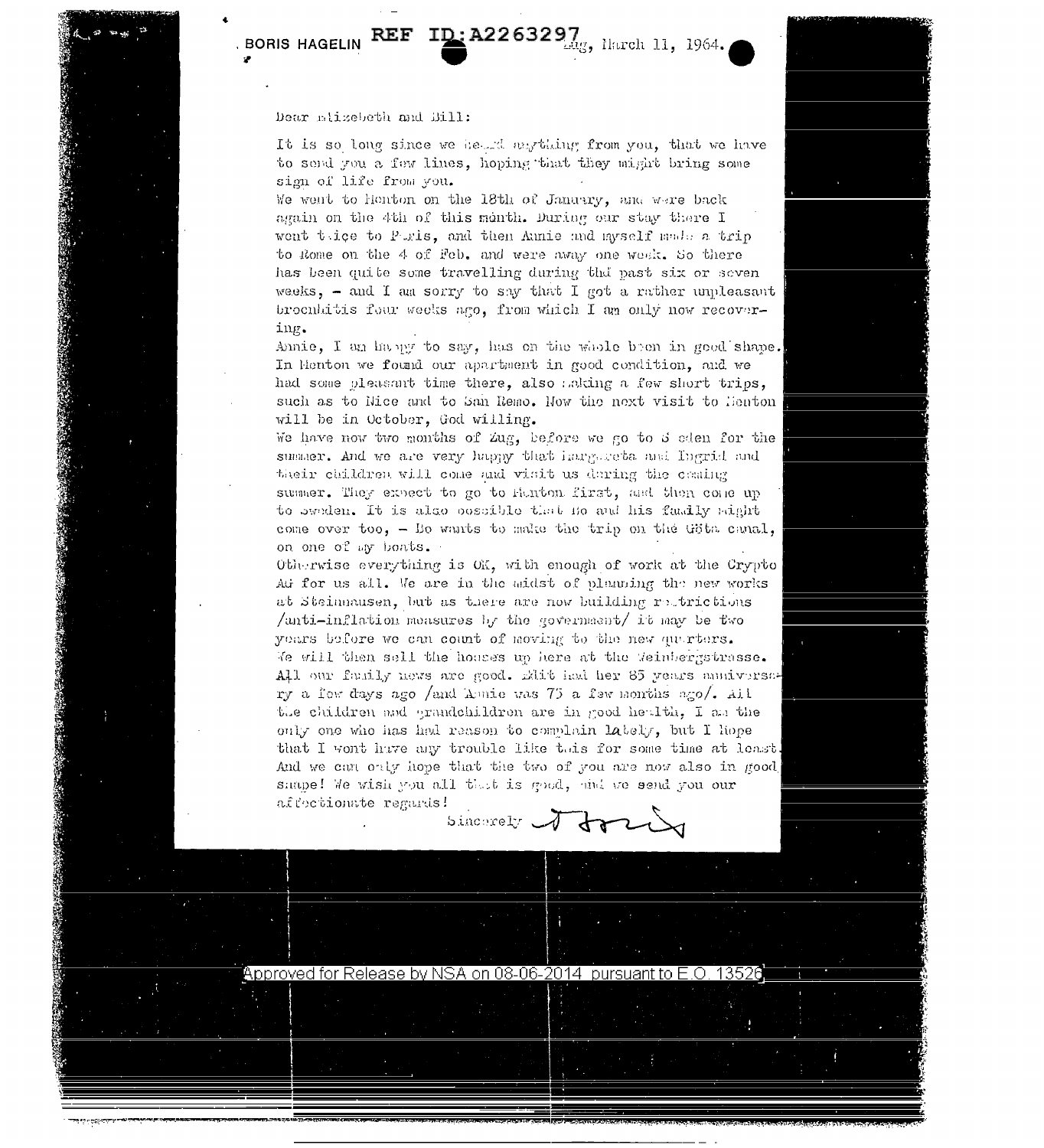BORIS HAGELIN REF ID:A2263297 Zug, March 11, 1964.

Dear Elizebeth and Bill:

It is so long since we heard anything from you, that we have to send you a few lines, hoping that they might bring some sign of life from you.

We went to Menton on the 18th of January, and were back again on the 4th of this month. During our stay there I went twice to Paris, and then Annie and myself made a trip to Rome on the 4 of Feb. and were away one week. So there has been quite some travelling during the past six or seven weeks, - and I am sorry to say that I got a rather unpleasant bronchitis four weeks ago, from which I am only now recovering.

Annie, I am happy to say, has on the whole been in good shape. In Menton we found our apartment in good condition, and we had some pleasant time there, also making a few short trips, such as to Nice and to San Remo. Now the next visit to Menton will be in October, God willing.

We have now two months of Zug, before we go to Sweden for the summer. And we are very happy that Margareta and Ingrid and their children will come and visit us during the coming summer. They expect to go to Menton first, and then come up to Sweden. It is also possible that Bo and his family might come over too, - Bo wants to make the trip on the Göta canal, on one of my boats.

Otherwise everything is OK, with enough of work at the Crypto AG for us all. We are in the midst of planning the new works at Steinhausen, but as there are now building restrictions /anti-inflation measures by the government/ it may be two years before we can count of moving to the new quarters. We will then sell the houses up here at the Weinbergstrasse.

All our family news are good. Elit had her 85 years anniversary a few days ago /and Annie was 75 a few months ago/. All the children and grandchildren are in good health, I am the only one who has had reason to complain lately, but I hope that I wont have any trouble like this for some time at least. And we can only hope that the two of you are now also in good shape! We wish you all that is good, and we send you our affectionate regards!

Sincerely Boris

Approved for Release by NSA on 08-06-2014 pursuant to E.O. 13526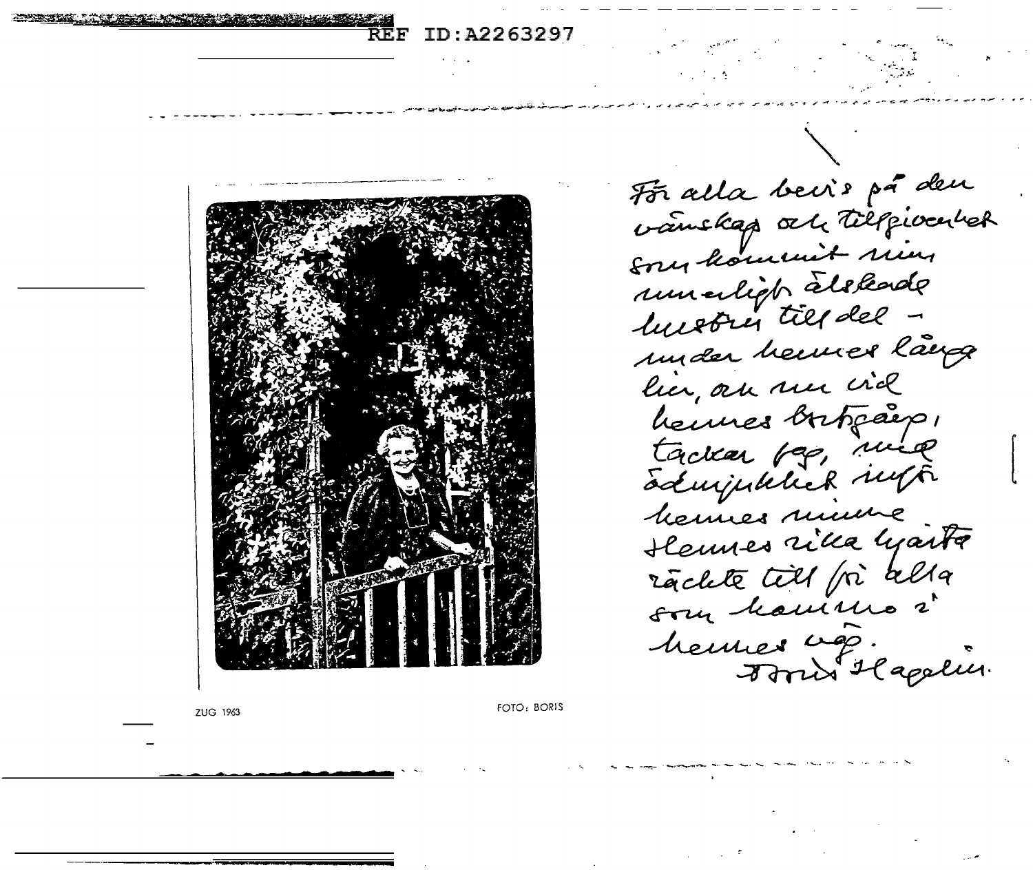ZUG 1963

FOTO: BORIS

För alla bevis på den vänskap och tillgivenhet som kommit min innerligt älskade hustru till del – under hennes långa liv, och nu vid hennes bortgång, tackar jag, med ödmjukhet inför hennes minne. Hennes rika hjärta räckte till för alla som kommo i hennes väg.

Boris Hagelin.